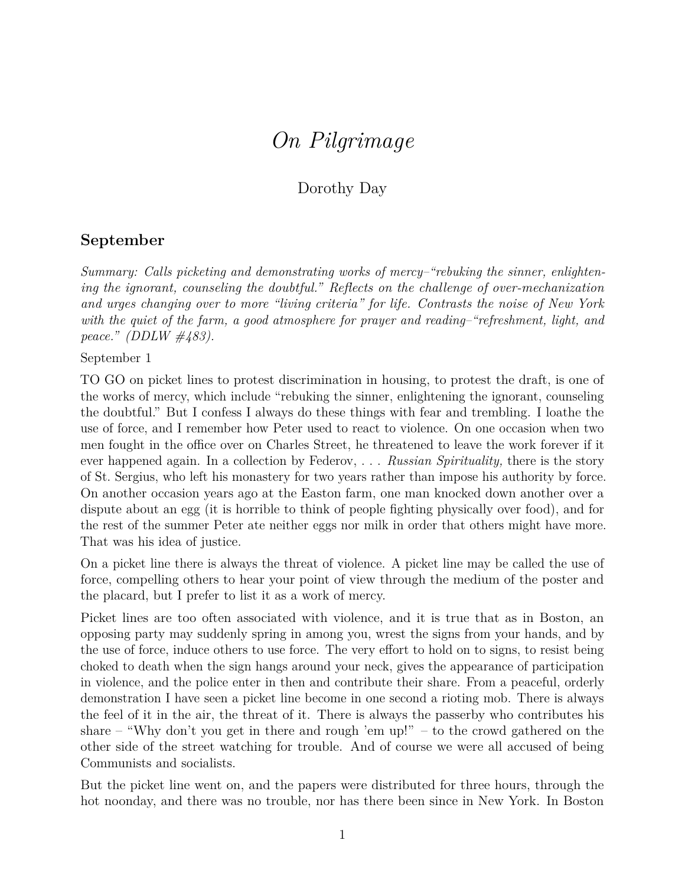# *On Pilgrimage*

Dorothy Day

## September

*Summary: Calls picketing and demonstrating works of mercy–"rebuking the sinner, enlightening the ignorant, counseling the doubtful." Reflects on the challenge of over-mechanization and urges changing over to more "living criteria" for life. Contrasts the noise of New York with the quiet of the farm, a good atmosphere for prayer and reading–"refreshment, light, and peace." (DDLW #483).*

September 1

TO GO on picket lines to protest discrimination in housing, to protest the draft, is one of the works of mercy, which include "rebuking the sinner, enlightening the ignorant, counseling the doubtful." But I confess I always do these things with fear and trembling. I loathe the use of force, and I remember how Peter used to react to violence. On one occasion when two men fought in the office over on Charles Street, he threatened to leave the work forever if it ever happened again. In a collection by Federov, . . . *Russian Spirituality,* there is the story of St. Sergius, who left his monastery for two years rather than impose his authority by force. On another occasion years ago at the Easton farm, one man knocked down another over a dispute about an egg (it is horrible to think of people fighting physically over food), and for the rest of the summer Peter ate neither eggs nor milk in order that others might have more. That was his idea of justice.

On a picket line there is always the threat of violence. A picket line may be called the use of force, compelling others to hear your point of view through the medium of the poster and the placard, but I prefer to list it as a work of mercy.

Picket lines are too often associated with violence, and it is true that as in Boston, an opposing party may suddenly spring in among you, wrest the signs from your hands, and by the use of force, induce others to use force. The very effort to hold on to signs, to resist being choked to death when the sign hangs around your neck, gives the appearance of participation in violence, and the police enter in then and contribute their share. From a peaceful, orderly demonstration I have seen a picket line become in one second a rioting mob. There is always the feel of it in the air, the threat of it. There is always the passerby who contributes his share – "Why don't you get in there and rough 'em up!" – to the crowd gathered on the other side of the street watching for trouble. And of course we were all accused of being Communists and socialists.

But the picket line went on, and the papers were distributed for three hours, through the hot noonday, and there was no trouble, nor has there been since in New York. In Boston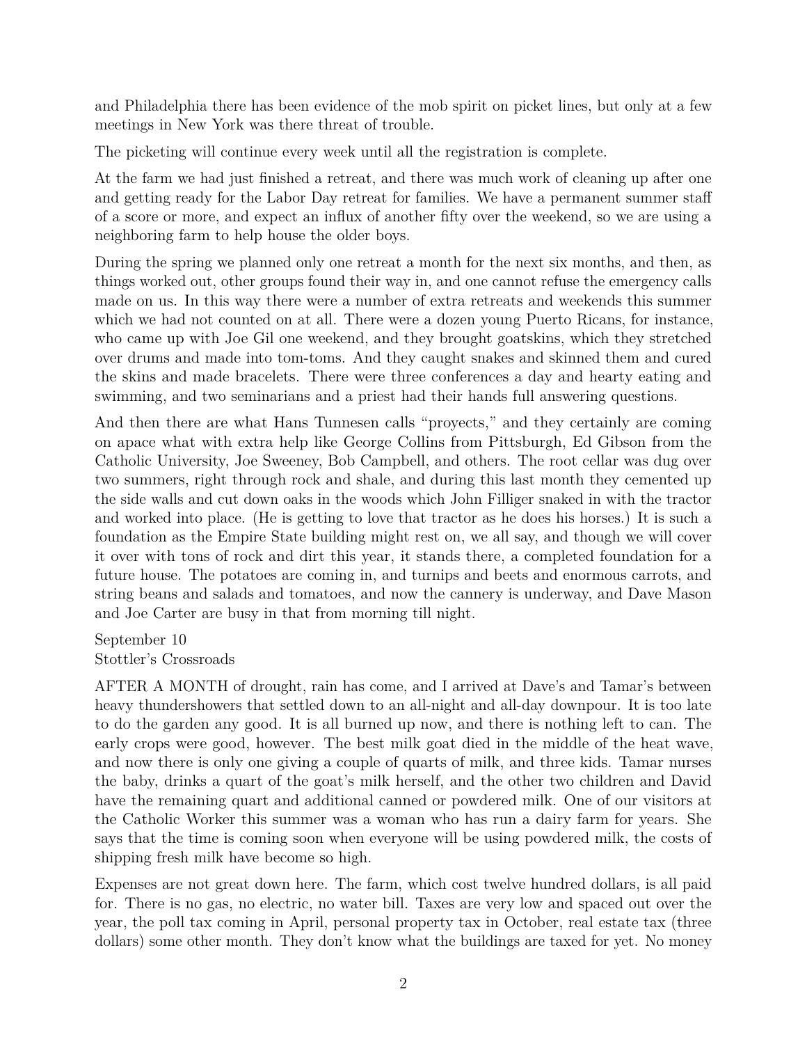and Philadelphia there has been evidence of the mob spirit on picket lines, but only at a few meetings in New York was there threat of trouble.

The picketing will continue every week until all the registration is complete.

At the farm we had just finished a retreat, and there was much work of cleaning up after one and getting ready for the Labor Day retreat for families. We have a permanent summer staff of a score or more, and expect an influx of another fifty over the weekend, so we are using a neighboring farm to help house the older boys.

During the spring we planned only one retreat a month for the next six months, and then, as things worked out, other groups found their way in, and one cannot refuse the emergency calls made on us. In this way there were a number of extra retreats and weekends this summer which we had not counted on at all. There were a dozen young Puerto Ricans, for instance, who came up with Joe Gil one weekend, and they brought goatskins, which they stretched over drums and made into tom-toms. And they caught snakes and skinned them and cured the skins and made bracelets. There were three conferences a day and hearty eating and swimming, and two seminarians and a priest had their hands full answering questions.

And then there are what Hans Tunnesen calls "proyects," and they certainly are coming on apace what with extra help like George Collins from Pittsburgh, Ed Gibson from the Catholic University, Joe Sweeney, Bob Campbell, and others. The root cellar was dug over two summers, right through rock and shale, and during this last month they cemented up the side walls and cut down oaks in the woods which John Filliger snaked in with the tractor and worked into place. (He is getting to love that tractor as he does his horses.) It is such a foundation as the Empire State building might rest on, we all say, and though we will cover it over with tons of rock and dirt this year, it stands there, a completed foundation for a future house. The potatoes are coming in, and turnips and beets and enormous carrots, and string beans and salads and tomatoes, and now the cannery is underway, and Dave Mason and Joe Carter are busy in that from morning till night.

September 10
Stottler's Crossroads

AFTER A MONTH of drought, rain has come, and I arrived at Dave's and Tamar's between heavy thundershowers that settled down to an all-night and all-day downpour. It is too late to do the garden any good. It is all burned up now, and there is nothing left to can. The early crops were good, however. The best milk goat died in the middle of the heat wave, and now there is only one giving a couple of quarts of milk, and three kids. Tamar nurses the baby, drinks a quart of the goat's milk herself, and the other two children and David have the remaining quart and additional canned or powdered milk. One of our visitors at the Catholic Worker this summer was a woman who has run a dairy farm for years. She says that the time is coming soon when everyone will be using powdered milk, the costs of shipping fresh milk have become so high.

Expenses are not great down here. The farm, which cost twelve hundred dollars, is all paid for. There is no gas, no electric, no water bill. Taxes are very low and spaced out over the year, the poll tax coming in April, personal property tax in October, real estate tax (three dollars) some other month. They don't know what the buildings are taxed for yet. No money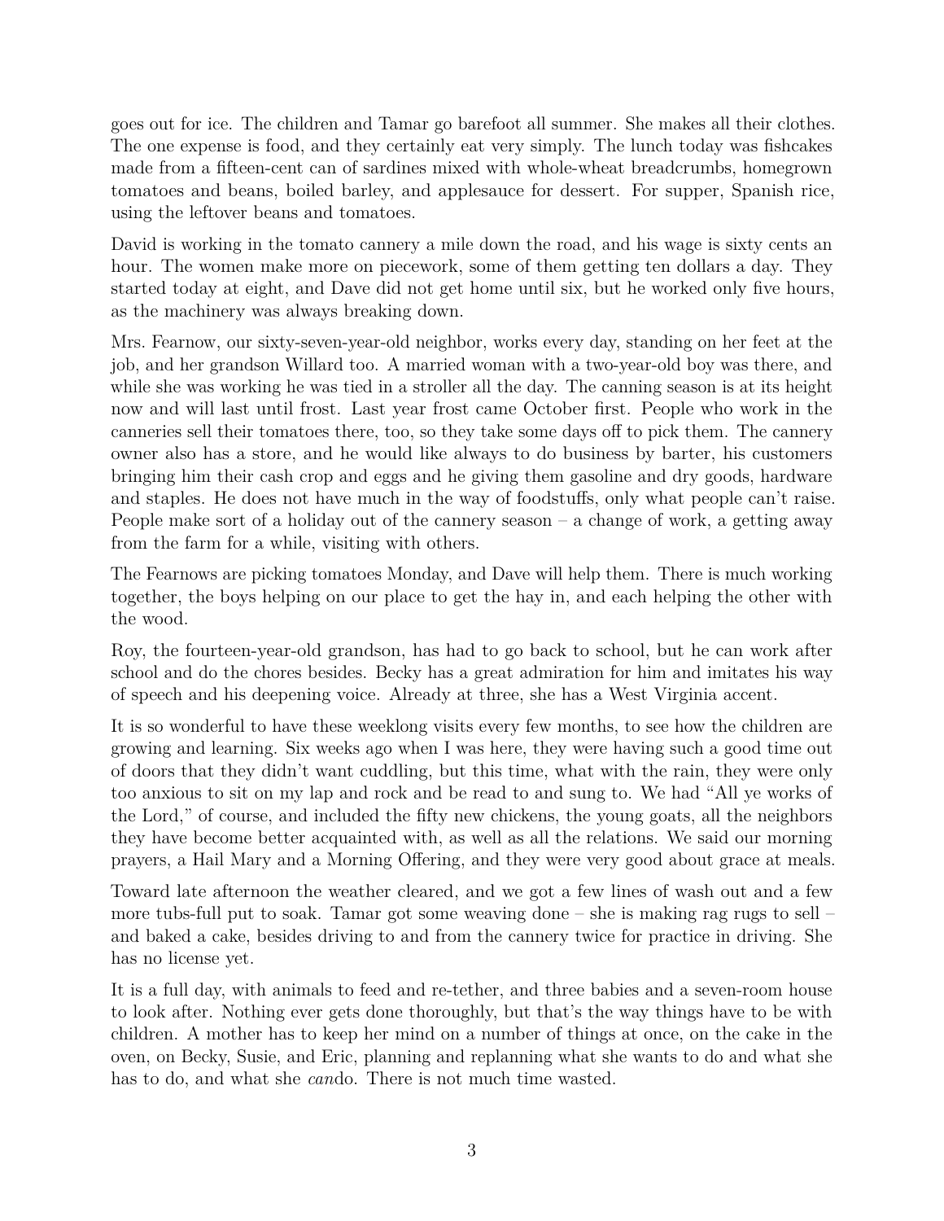goes out for ice. The children and Tamar go barefoot all summer. She makes all their clothes. The one expense is food, and they certainly eat very simply. The lunch today was fishcakes made from a fifteen-cent can of sardines mixed with whole-wheat breadcrumbs, homegrown tomatoes and beans, boiled barley, and applesauce for dessert. For supper, Spanish rice, using the leftover beans and tomatoes.

David is working in the tomato cannery a mile down the road, and his wage is sixty cents an hour. The women make more on piecework, some of them getting ten dollars a day. They started today at eight, and Dave did not get home until six, but he worked only five hours, as the machinery was always breaking down.

Mrs. Fearnow, our sixty-seven-year-old neighbor, works every day, standing on her feet at the job, and her grandson Willard too. A married woman with a two-year-old boy was there, and while she was working he was tied in a stroller all the day. The canning season is at its height now and will last until frost. Last year frost came October first. People who work in the canneries sell their tomatoes there, too, so they take some days off to pick them. The cannery owner also has a store, and he would like always to do business by barter, his customers bringing him their cash crop and eggs and he giving them gasoline and dry goods, hardware and staples. He does not have much in the way of foodstuffs, only what people can't raise. People make sort of a holiday out of the cannery season – a change of work, a getting away from the farm for a while, visiting with others.

The Fearnows are picking tomatoes Monday, and Dave will help them. There is much working together, the boys helping on our place to get the hay in, and each helping the other with the wood.

Roy, the fourteen-year-old grandson, has had to go back to school, but he can work after school and do the chores besides. Becky has a great admiration for him and imitates his way of speech and his deepening voice. Already at three, she has a West Virginia accent.

It is so wonderful to have these weeklong visits every few months, to see how the children are growing and learning. Six weeks ago when I was here, they were having such a good time out of doors that they didn't want cuddling, but this time, what with the rain, they were only too anxious to sit on my lap and rock and be read to and sung to. We had "All ye works of the Lord," of course, and included the fifty new chickens, the young goats, all the neighbors they have become better acquainted with, as well as all the relations. We said our morning prayers, a Hail Mary and a Morning Offering, and they were very good about grace at meals.

Toward late afternoon the weather cleared, and we got a few lines of wash out and a few more tubs-full put to soak. Tamar got some weaving done – she is making rag rugs to sell – and baked a cake, besides driving to and from the cannery twice for practice in driving. She has no license yet.

It is a full day, with animals to feed and re-tether, and three babies and a seven-room house to look after. Nothing ever gets done thoroughly, but that's the way things have to be with children. A mother has to keep her mind on a number of things at once, on the cake in the oven, on Becky, Susie, and Eric, planning and replanning what she wants to do and what she has to do, and what she *can* do. There is not much time wasted.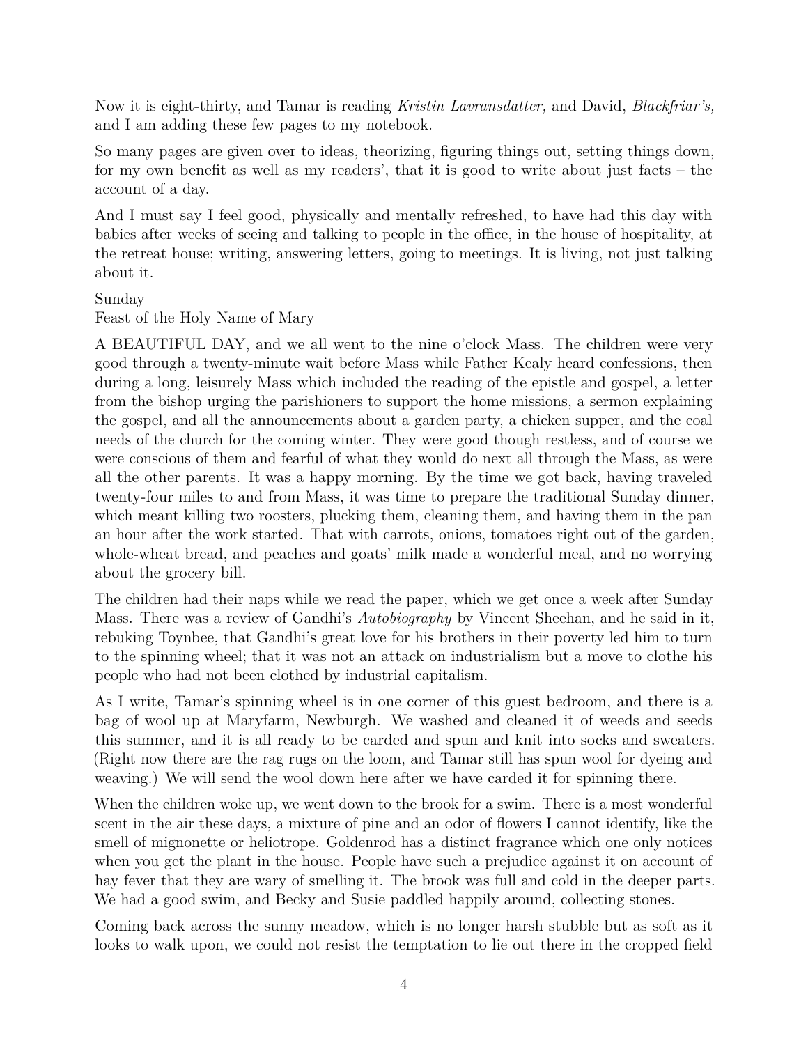Now it is eight-thirty, and Tamar is reading *Kristin Lavransdatter,* and David, *Blackfriar's,* and I am adding these few pages to my notebook.

So many pages are given over to ideas, theorizing, figuring things out, setting things down, for my own benefit as well as my readers', that it is good to write about just facts – the account of a day.

And I must say I feel good, physically and mentally refreshed, to have had this day with babies after weeks of seeing and talking to people in the office, in the house of hospitality, at the retreat house; writing, answering letters, going to meetings. It is living, not just talking about it.

Sunday
Feast of the Holy Name of Mary

A BEAUTIFUL DAY, and we all went to the nine o'clock Mass. The children were very good through a twenty-minute wait before Mass while Father Kealy heard confessions, then during a long, leisurely Mass which included the reading of the epistle and gospel, a letter from the bishop urging the parishioners to support the home missions, a sermon explaining the gospel, and all the announcements about a garden party, a chicken supper, and the coal needs of the church for the coming winter. They were good though restless, and of course we were conscious of them and fearful of what they would do next all through the Mass, as were all the other parents. It was a happy morning. By the time we got back, having traveled twenty-four miles to and from Mass, it was time to prepare the traditional Sunday dinner, which meant killing two roosters, plucking them, cleaning them, and having them in the pan an hour after the work started. That with carrots, onions, tomatoes right out of the garden, whole-wheat bread, and peaches and goats' milk made a wonderful meal, and no worrying about the grocery bill.

The children had their naps while we read the paper, which we get once a week after Sunday Mass. There was a review of Gandhi's *Autobiography* by Vincent Sheehan, and he said in it, rebuking Toynbee, that Gandhi's great love for his brothers in their poverty led him to turn to the spinning wheel; that it was not an attack on industrialism but a move to clothe his people who had not been clothed by industrial capitalism.

As I write, Tamar's spinning wheel is in one corner of this guest bedroom, and there is a bag of wool up at Maryfarm, Newburgh. We washed and cleaned it of weeds and seeds this summer, and it is all ready to be carded and spun and knit into socks and sweaters. (Right now there are the rag rugs on the loom, and Tamar still has spun wool for dyeing and weaving.) We will send the wool down here after we have carded it for spinning there.

When the children woke up, we went down to the brook for a swim. There is a most wonderful scent in the air these days, a mixture of pine and an odor of flowers I cannot identify, like the smell of mignonette or heliotrope. Goldenrod has a distinct fragrance which one only notices when you get the plant in the house. People have such a prejudice against it on account of hay fever that they are wary of smelling it. The brook was full and cold in the deeper parts. We had a good swim, and Becky and Susie paddled happily around, collecting stones.

Coming back across the sunny meadow, which is no longer harsh stubble but as soft as it looks to walk upon, we could not resist the temptation to lie out there in the cropped field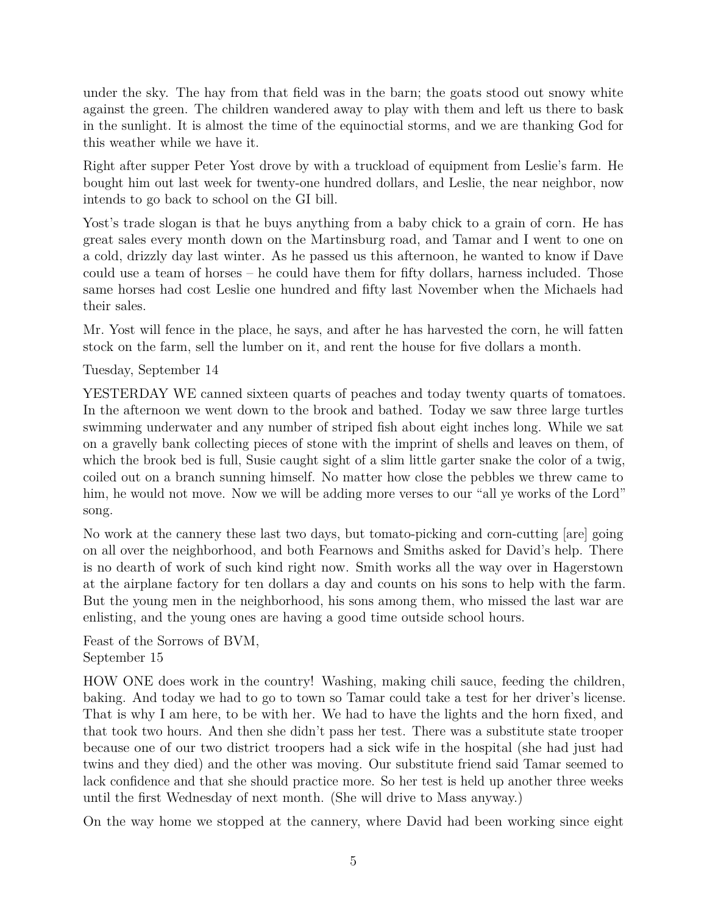under the sky. The hay from that field was in the barn; the goats stood out snowy white against the green. The children wandered away to play with them and left us there to bask in the sunlight. It is almost the time of the equinoctial storms, and we are thanking God for this weather while we have it.

Right after supper Peter Yost drove by with a truckload of equipment from Leslie's farm. He bought him out last week for twenty-one hundred dollars, and Leslie, the near neighbor, now intends to go back to school on the GI bill.

Yost's trade slogan is that he buys anything from a baby chick to a grain of corn. He has great sales every month down on the Martinsburg road, and Tamar and I went to one on a cold, drizzly day last winter. As he passed us this afternoon, he wanted to know if Dave could use a team of horses – he could have them for fifty dollars, harness included. Those same horses had cost Leslie one hundred and fifty last November when the Michaels had their sales.

Mr. Yost will fence in the place, he says, and after he has harvested the corn, he will fatten stock on the farm, sell the lumber on it, and rent the house for five dollars a month.

Tuesday, September 14

YESTERDAY WE canned sixteen quarts of peaches and today twenty quarts of tomatoes. In the afternoon we went down to the brook and bathed. Today we saw three large turtles swimming underwater and any number of striped fish about eight inches long. While we sat on a gravelly bank collecting pieces of stone with the imprint of shells and leaves on them, of which the brook bed is full, Susie caught sight of a slim little garter snake the color of a twig, coiled out on a branch sunning himself. No matter how close the pebbles we threw came to him, he would not move. Now we will be adding more verses to our "all ye works of the Lord" song.

No work at the cannery these last two days, but tomato-picking and corn-cutting [are] going on all over the neighborhood, and both Fearnows and Smiths asked for David's help. There is no dearth of work of such kind right now. Smith works all the way over in Hagerstown at the airplane factory for ten dollars a day and counts on his sons to help with the farm. But the young men in the neighborhood, his sons among them, who missed the last war are enlisting, and the young ones are having a good time outside school hours.

Feast of the Sorrows of BVM,
September 15

HOW ONE does work in the country! Washing, making chili sauce, feeding the children, baking. And today we had to go to town so Tamar could take a test for her driver's license. That is why I am here, to be with her. We had to have the lights and the horn fixed, and that took two hours. And then she didn't pass her test. There was a substitute state trooper because one of our two district troopers had a sick wife in the hospital (she had just had twins and they died) and the other was moving. Our substitute friend said Tamar seemed to lack confidence and that she should practice more. So her test is held up another three weeks until the first Wednesday of next month. (She will drive to Mass anyway.)

On the way home we stopped at the cannery, where David had been working since eight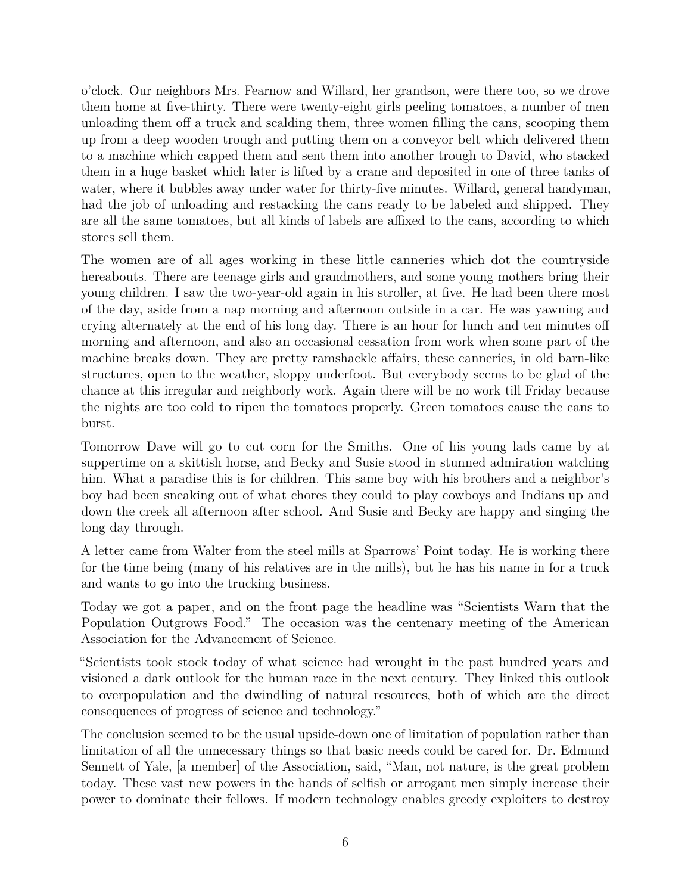o'clock. Our neighbors Mrs. Fearnow and Willard, her grandson, were there too, so we drove them home at five-thirty. There were twenty-eight girls peeling tomatoes, a number of men unloading them off a truck and scalding them, three women filling the cans, scooping them up from a deep wooden trough and putting them on a conveyor belt which delivered them to a machine which capped them and sent them into another trough to David, who stacked them in a huge basket which later is lifted by a crane and deposited in one of three tanks of water, where it bubbles away under water for thirty-five minutes. Willard, general handyman, had the job of unloading and restacking the cans ready to be labeled and shipped. They are all the same tomatoes, but all kinds of labels are affixed to the cans, according to which stores sell them.

The women are of all ages working in these little canneries which dot the countryside hereabouts. There are teenage girls and grandmothers, and some young mothers bring their young children. I saw the two-year-old again in his stroller, at five. He had been there most of the day, aside from a nap morning and afternoon outside in a car. He was yawning and crying alternately at the end of his long day. There is an hour for lunch and ten minutes off morning and afternoon, and also an occasional cessation from work when some part of the machine breaks down. They are pretty ramshackle affairs, these canneries, in old barn-like structures, open to the weather, sloppy underfoot. But everybody seems to be glad of the chance at this irregular and neighborly work. Again there will be no work till Friday because the nights are too cold to ripen the tomatoes properly. Green tomatoes cause the cans to burst.

Tomorrow Dave will go to cut corn for the Smiths. One of his young lads came by at suppertime on a skittish horse, and Becky and Susie stood in stunned admiration watching him. What a paradise this is for children. This same boy with his brothers and a neighbor's boy had been sneaking out of what chores they could to play cowboys and Indians up and down the creek all afternoon after school. And Susie and Becky are happy and singing the long day through.

A letter came from Walter from the steel mills at Sparrows' Point today. He is working there for the time being (many of his relatives are in the mills), but he has his name in for a truck and wants to go into the trucking business.

Today we got a paper, and on the front page the headline was "Scientists Warn that the Population Outgrows Food." The occasion was the centenary meeting of the American Association for the Advancement of Science.

"Scientists took stock today of what science had wrought in the past hundred years and visioned a dark outlook for the human race in the next century. They linked this outlook to overpopulation and the dwindling of natural resources, both of which are the direct consequences of progress of science and technology."

The conclusion seemed to be the usual upside-down one of limitation of population rather than limitation of all the unnecessary things so that basic needs could be cared for. Dr. Edmund Sennett of Yale, [a member] of the Association, said, "Man, not nature, is the great problem today. These vast new powers in the hands of selfish or arrogant men simply increase their power to dominate their fellows. If modern technology enables greedy exploiters to destroy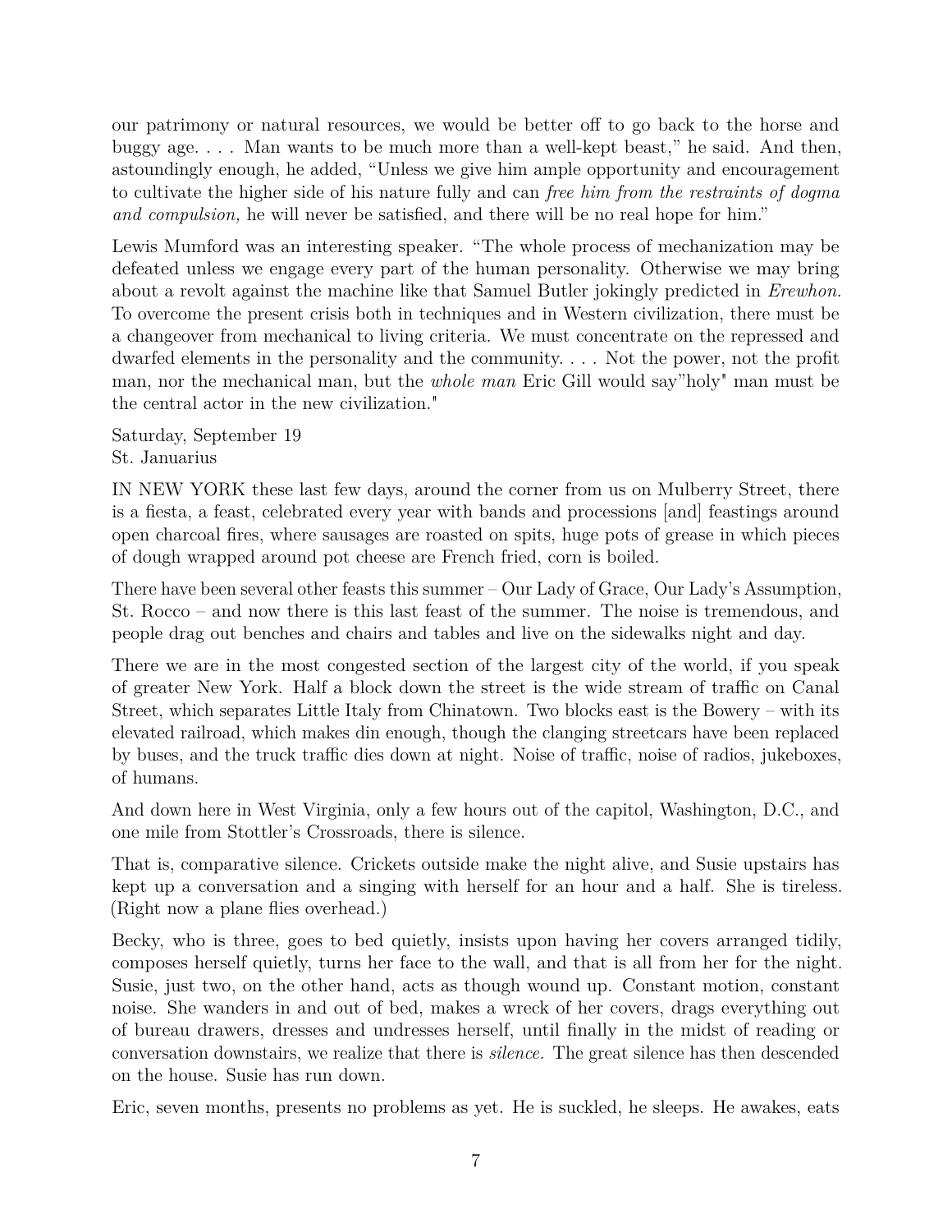our patrimony or natural resources, we would be better off to go back to the horse and buggy age. . . . Man wants to be much more than a well-kept beast," he said. And then, astoundingly enough, he added, "Unless we give him ample opportunity and encouragement to cultivate the higher side of his nature fully and can *free him from the restraints of dogma and compulsion,* he will never be satisfied, and there will be no real hope for him."

Lewis Mumford was an interesting speaker. "The whole process of mechanization may be defeated unless we engage every part of the human personality. Otherwise we may bring about a revolt against the machine like that Samuel Butler jokingly predicted in *Erewhon.* To overcome the present crisis both in techniques and in Western civilization, there must be a changeover from mechanical to living criteria. We must concentrate on the repressed and dwarfed elements in the personality and the community. . . . Not the power, not the profit man, nor the mechanical man, but the *whole man* Eric Gill would say"holy" man must be the central actor in the new civilization."

Saturday, September 19
St. Januarius

IN NEW YORK these last few days, around the corner from us on Mulberry Street, there is a fiesta, a feast, celebrated every year with bands and processions [and] feastings around open charcoal fires, where sausages are roasted on spits, huge pots of grease in which pieces of dough wrapped around pot cheese are French fried, corn is boiled.

There have been several other feasts this summer – Our Lady of Grace, Our Lady's Assumption, St. Rocco – and now there is this last feast of the summer. The noise is tremendous, and people drag out benches and chairs and tables and live on the sidewalks night and day.

There we are in the most congested section of the largest city of the world, if you speak of greater New York. Half a block down the street is the wide stream of traffic on Canal Street, which separates Little Italy from Chinatown. Two blocks east is the Bowery – with its elevated railroad, which makes din enough, though the clanging streetcars have been replaced by buses, and the truck traffic dies down at night. Noise of traffic, noise of radios, jukeboxes, of humans.

And down here in West Virginia, only a few hours out of the capitol, Washington, D.C., and one mile from Stottler's Crossroads, there is silence.

That is, comparative silence. Crickets outside make the night alive, and Susie upstairs has kept up a conversation and a singing with herself for an hour and a half. She is tireless. (Right now a plane flies overhead.)

Becky, who is three, goes to bed quietly, insists upon having her covers arranged tidily, composes herself quietly, turns her face to the wall, and that is all from her for the night. Susie, just two, on the other hand, acts as though wound up. Constant motion, constant noise. She wanders in and out of bed, makes a wreck of her covers, drags everything out of bureau drawers, dresses and undresses herself, until finally in the midst of reading or conversation downstairs, we realize that there is *silence.* The great silence has then descended on the house. Susie has run down.

Eric, seven months, presents no problems as yet. He is suckled, he sleeps. He awakes, eats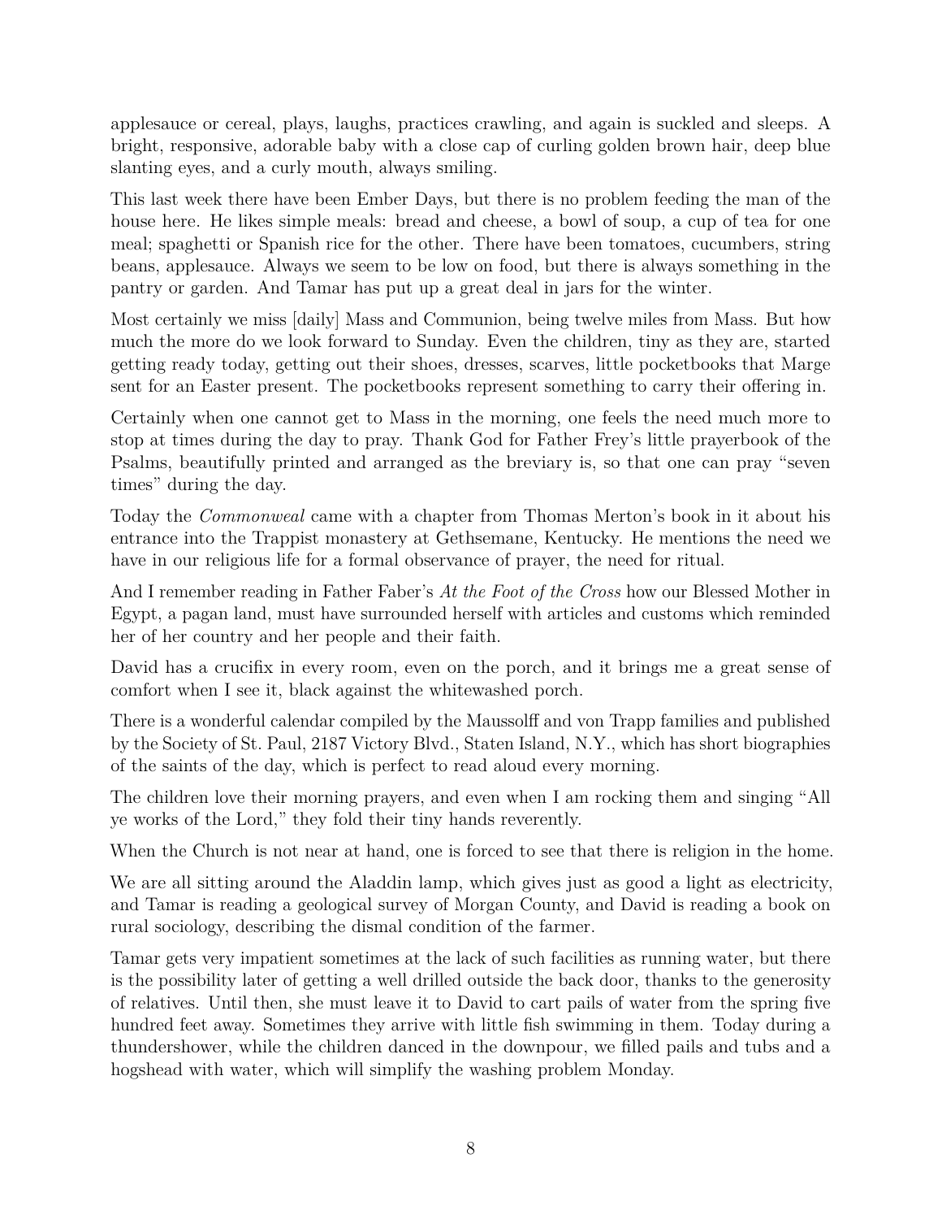applesauce or cereal, plays, laughs, practices crawling, and again is suckled and sleeps. A bright, responsive, adorable baby with a close cap of curling golden brown hair, deep blue slanting eyes, and a curly mouth, always smiling.

This last week there have been Ember Days, but there is no problem feeding the man of the house here. He likes simple meals: bread and cheese, a bowl of soup, a cup of tea for one meal; spaghetti or Spanish rice for the other. There have been tomatoes, cucumbers, string beans, applesauce. Always we seem to be low on food, but there is always something in the pantry or garden. And Tamar has put up a great deal in jars for the winter.

Most certainly we miss [daily] Mass and Communion, being twelve miles from Mass. But how much the more do we look forward to Sunday. Even the children, tiny as they are, started getting ready today, getting out their shoes, dresses, scarves, little pocketbooks that Marge sent for an Easter present. The pocketbooks represent something to carry their offering in.

Certainly when one cannot get to Mass in the morning, one feels the need much more to stop at times during the day to pray. Thank God for Father Frey's little prayerbook of the Psalms, beautifully printed and arranged as the breviary is, so that one can pray "seven times" during the day.

Today the *Commonweal* came with a chapter from Thomas Merton's book in it about his entrance into the Trappist monastery at Gethsemane, Kentucky. He mentions the need we have in our religious life for a formal observance of prayer, the need for ritual.

And I remember reading in Father Faber's *At the Foot of the Cross* how our Blessed Mother in Egypt, a pagan land, must have surrounded herself with articles and customs which reminded her of her country and her people and their faith.

David has a crucifix in every room, even on the porch, and it brings me a great sense of comfort when I see it, black against the whitewashed porch.

There is a wonderful calendar compiled by the Maussolff and von Trapp families and published by the Society of St. Paul, 2187 Victory Blvd., Staten Island, N.Y., which has short biographies of the saints of the day, which is perfect to read aloud every morning.

The children love their morning prayers, and even when I am rocking them and singing "All ye works of the Lord," they fold their tiny hands reverently.

When the Church is not near at hand, one is forced to see that there is religion in the home.

We are all sitting around the Aladdin lamp, which gives just as good a light as electricity, and Tamar is reading a geological survey of Morgan County, and David is reading a book on rural sociology, describing the dismal condition of the farmer.

Tamar gets very impatient sometimes at the lack of such facilities as running water, but there is the possibility later of getting a well drilled outside the back door, thanks to the generosity of relatives. Until then, she must leave it to David to cart pails of water from the spring five hundred feet away. Sometimes they arrive with little fish swimming in them. Today during a thundershower, while the children danced in the downpour, we filled pails and tubs and a hogshead with water, which will simplify the washing problem Monday.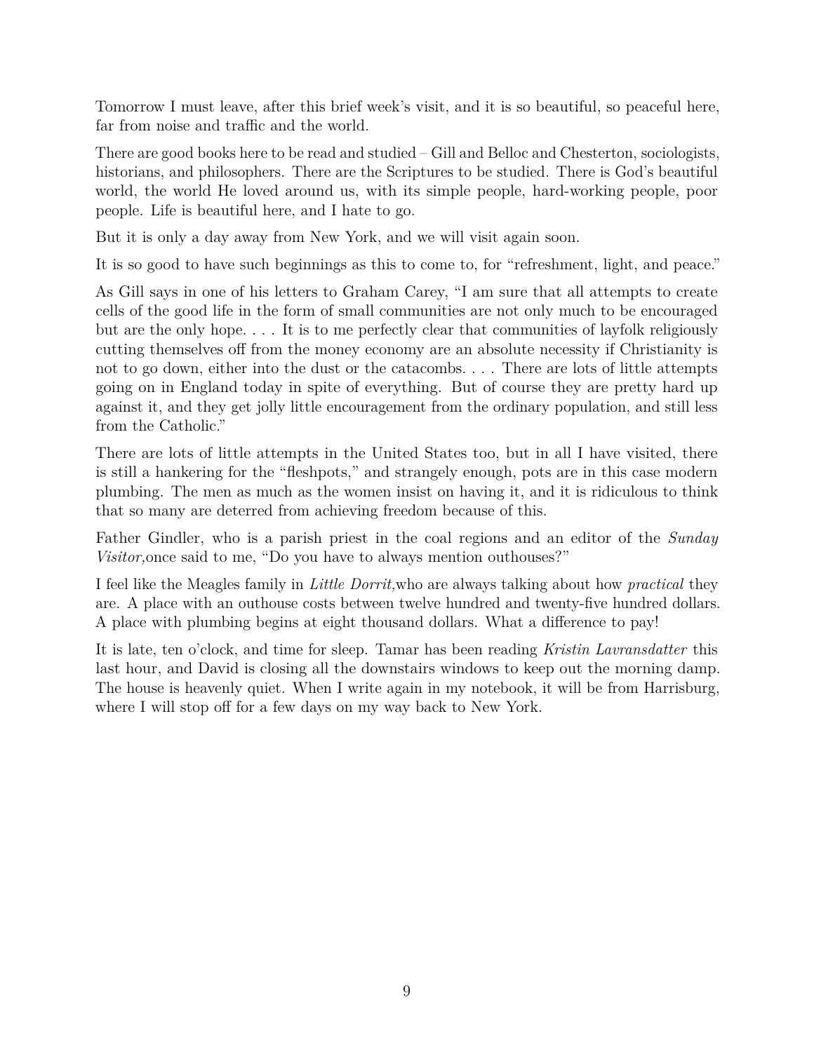Tomorrow I must leave, after this brief week's visit, and it is so beautiful, so peaceful here, far from noise and traffic and the world.

There are good books here to be read and studied – Gill and Belloc and Chesterton, sociologists, historians, and philosophers. There are the Scriptures to be studied. There is God's beautiful world, the world He loved around us, with its simple people, hard-working people, poor people. Life is beautiful here, and I hate to go.

But it is only a day away from New York, and we will visit again soon.

It is so good to have such beginnings as this to come to, for "refreshment, light, and peace."

As Gill says in one of his letters to Graham Carey, "I am sure that all attempts to create cells of the good life in the form of small communities are not only much to be encouraged but are the only hope. . . . It is to me perfectly clear that communities of layfolk religiously cutting themselves off from the money economy are an absolute necessity if Christianity is not to go down, either into the dust or the catacombs. . . . There are lots of little attempts going on in England today in spite of everything. But of course they are pretty hard up against it, and they get jolly little encouragement from the ordinary population, and still less from the Catholic."

There are lots of little attempts in the United States too, but in all I have visited, there is still a hankering for the "fleshpots," and strangely enough, pots are in this case modern plumbing. The men as much as the women insist on having it, and it is ridiculous to think that so many are deterred from achieving freedom because of this.

Father Gindler, who is a parish priest in the coal regions and an editor of the *Sunday Visitor,* once said to me, "Do you have to always mention outhouses?"

I feel like the Meagles family in *Little Dorrit,* who are always talking about how *practical* they are. A place with an outhouse costs between twelve hundred and twenty-five hundred dollars. A place with plumbing begins at eight thousand dollars. What a difference to pay!

It is late, ten o'clock, and time for sleep. Tamar has been reading *Kristin Lavransdatter* this last hour, and David is closing all the downstairs windows to keep out the morning damp. The house is heavenly quiet. When I write again in my notebook, it will be from Harrisburg, where I will stop off for a few days on my way back to New York.